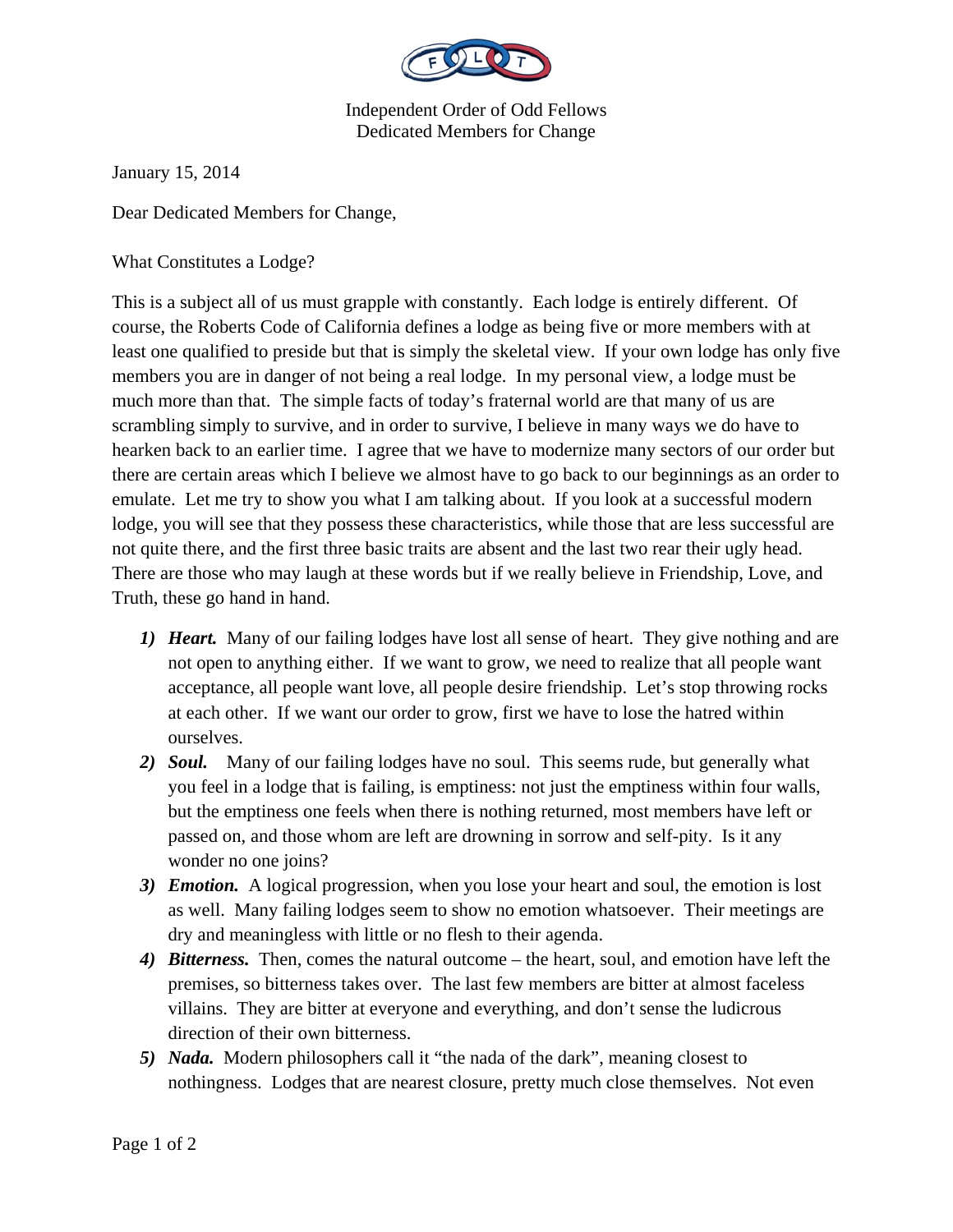Independent Order of Odd Fellows
Dedicated Members for Change

January 15, 2014

Dear Dedicated Members for Change,

What Constitutes a Lodge?

This is a subject all of us must grapple with constantly. Each lodge is entirely different. Of course, the Roberts Code of California defines a lodge as being five or more members with at least one qualified to preside but that is simply the skeletal view. If your own lodge has only five members you are in danger of not being a real lodge. In my personal view, a lodge must be much more than that. The simple facts of today's fraternal world are that many of us are scrambling simply to survive, and in order to survive, I believe in many ways we do have to hearken back to an earlier time. I agree that we have to modernize many sectors of our order but there are certain areas which I believe we almost have to go back to our beginnings as an order to emulate. Let me try to show you what I am talking about. If you look at a successful modern lodge, you will see that they possess these characteristics, while those that are less successful are not quite there, and the first three basic traits are absent and the last two rear their ugly head. There are those who may laugh at these words but if we really believe in Friendship, Love, and Truth, these go hand in hand.

1) ***Heart.*** Many of our failing lodges have lost all sense of heart. They give nothing and are not open to anything either. If we want to grow, we need to realize that all people want acceptance, all people want love, all people desire friendship. Let's stop throwing rocks at each other. If we want our order to grow, first we have to lose the hatred within ourselves.
2) ***Soul.*** Many of our failing lodges have no soul. This seems rude, but generally what you feel in a lodge that is failing, is emptiness: not just the emptiness within four walls, but the emptiness one feels when there is nothing returned, most members have left or passed on, and those whom are left are drowning in sorrow and self-pity. Is it any wonder no one joins?
3) ***Emotion.*** A logical progression, when you lose your heart and soul, the emotion is lost as well. Many failing lodges seem to show no emotion whatsoever. Their meetings are dry and meaningless with little or no flesh to their agenda.
4) ***Bitterness.*** Then, comes the natural outcome – the heart, soul, and emotion have left the premises, so bitterness takes over. The last few members are bitter at almost faceless villains. They are bitter at everyone and everything, and don't sense the ludicrous direction of their own bitterness.
5) ***Nada.*** Modern philosophers call it "the nada of the dark", meaning closest to nothingness. Lodges that are nearest closure, pretty much close themselves. Not even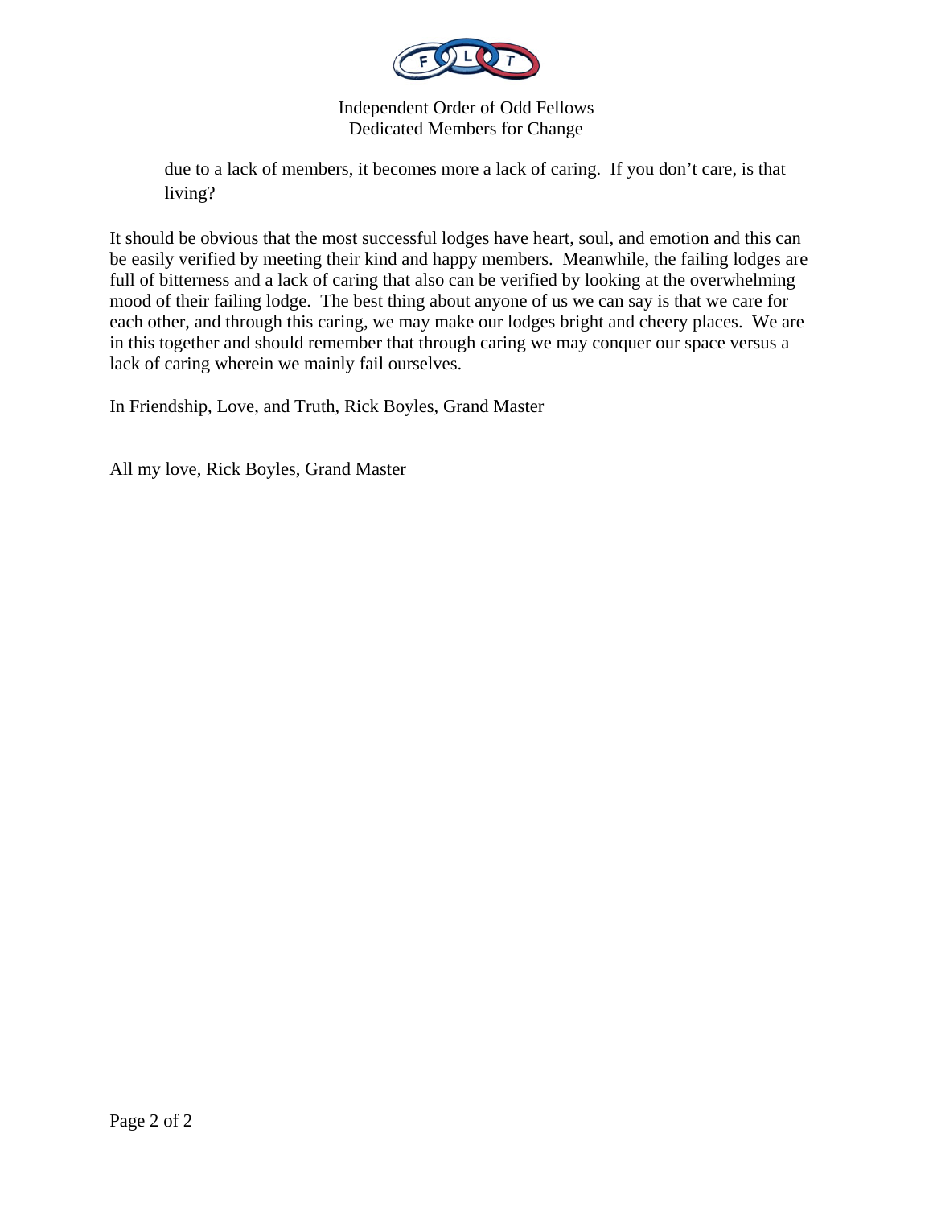due to a lack of members, it becomes more a lack of caring. If you don't care, is that living?

It should be obvious that the most successful lodges have heart, soul, and emotion and this can be easily verified by meeting their kind and happy members. Meanwhile, the failing lodges are full of bitterness and a lack of caring that also can be verified by looking at the overwhelming mood of their failing lodge. The best thing about anyone of us we can say is that we care for each other, and through this caring, we may make our lodges bright and cheery places. We are in this together and should remember that through caring we may conquer our space versus a lack of caring wherein we mainly fail ourselves.

In Friendship, Love, and Truth, Rick Boyles, Grand Master

All my love, Rick Boyles, Grand Master